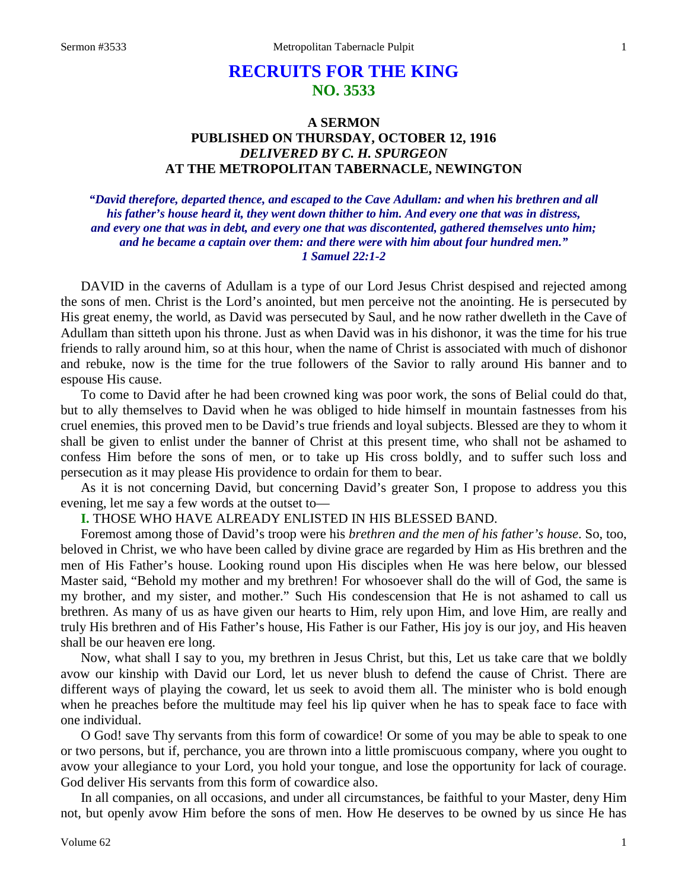# RECRUITS FOR THE KING
## NO. 3533

### A SERMON
### PUBLISHED ON THURSDAY, OCTOBER 12, 1916
### *DELIVERED BY C. H. SPURGEON*
### AT THE METROPOLITAN TABERNACLE, NEWINGTON

***"David therefore, departed thence, and escaped to the Cave Adullam: and when his brethren and all his father's house heard it, they went down thither to him. And every one that was in distress, and every one that was in debt, and every one that was discontented, gathered themselves unto him; and he became a captain over them: and there were with him about four hundred men." 1 Samuel 22:1-2***

DAVID in the caverns of Adullam is a type of our Lord Jesus Christ despised and rejected among the sons of men. Christ is the Lord's anointed, but men perceive not the anointing. He is persecuted by His great enemy, the world, as David was persecuted by Saul, and he now rather dwelleth in the Cave of Adullam than sitteth upon his throne. Just as when David was in his dishonor, it was the time for his true friends to rally around him, so at this hour, when the name of Christ is associated with much of dishonor and rebuke, now is the time for the true followers of the Savior to rally around His banner and to espouse His cause.

To come to David after he had been crowned king was poor work, the sons of Belial could do that, but to ally themselves to David when he was obliged to hide himself in mountain fastnesses from his cruel enemies, this proved men to be David's true friends and loyal subjects. Blessed are they to whom it shall be given to enlist under the banner of Christ at this present time, who shall not be ashamed to confess Him before the sons of men, or to take up His cross boldly, and to suffer such loss and persecution as it may please His providence to ordain for them to bear.

As it is not concerning David, but concerning David's greater Son, I propose to address you this evening, let me say a few words at the outset to—

**I.** THOSE WHO HAVE ALREADY ENLISTED IN HIS BLESSED BAND.

Foremost among those of David's troop were his *brethren and the men of his father's house*. So, too, beloved in Christ, we who have been called by divine grace are regarded by Him as His brethren and the men of His Father's house. Looking round upon His disciples when He was here below, our blessed Master said, "Behold my mother and my brethren! For whosoever shall do the will of God, the same is my brother, and my sister, and mother." Such His condescension that He is not ashamed to call us brethren. As many of us as have given our hearts to Him, rely upon Him, and love Him, are really and truly His brethren and of His Father's house, His Father is our Father, His joy is our joy, and His heaven shall be our heaven ere long.

Now, what shall I say to you, my brethren in Jesus Christ, but this, Let us take care that we boldly avow our kinship with David our Lord, let us never blush to defend the cause of Christ. There are different ways of playing the coward, let us seek to avoid them all. The minister who is bold enough when he preaches before the multitude may feel his lip quiver when he has to speak face to face with one individual.

O God! save Thy servants from this form of cowardice! Or some of you may be able to speak to one or two persons, but if, perchance, you are thrown into a little promiscuous company, where you ought to avow your allegiance to your Lord, you hold your tongue, and lose the opportunity for lack of courage. God deliver His servants from this form of cowardice also.

In all companies, on all occasions, and under all circumstances, be faithful to your Master, deny Him not, but openly avow Him before the sons of men. How He deserves to be owned by us since He has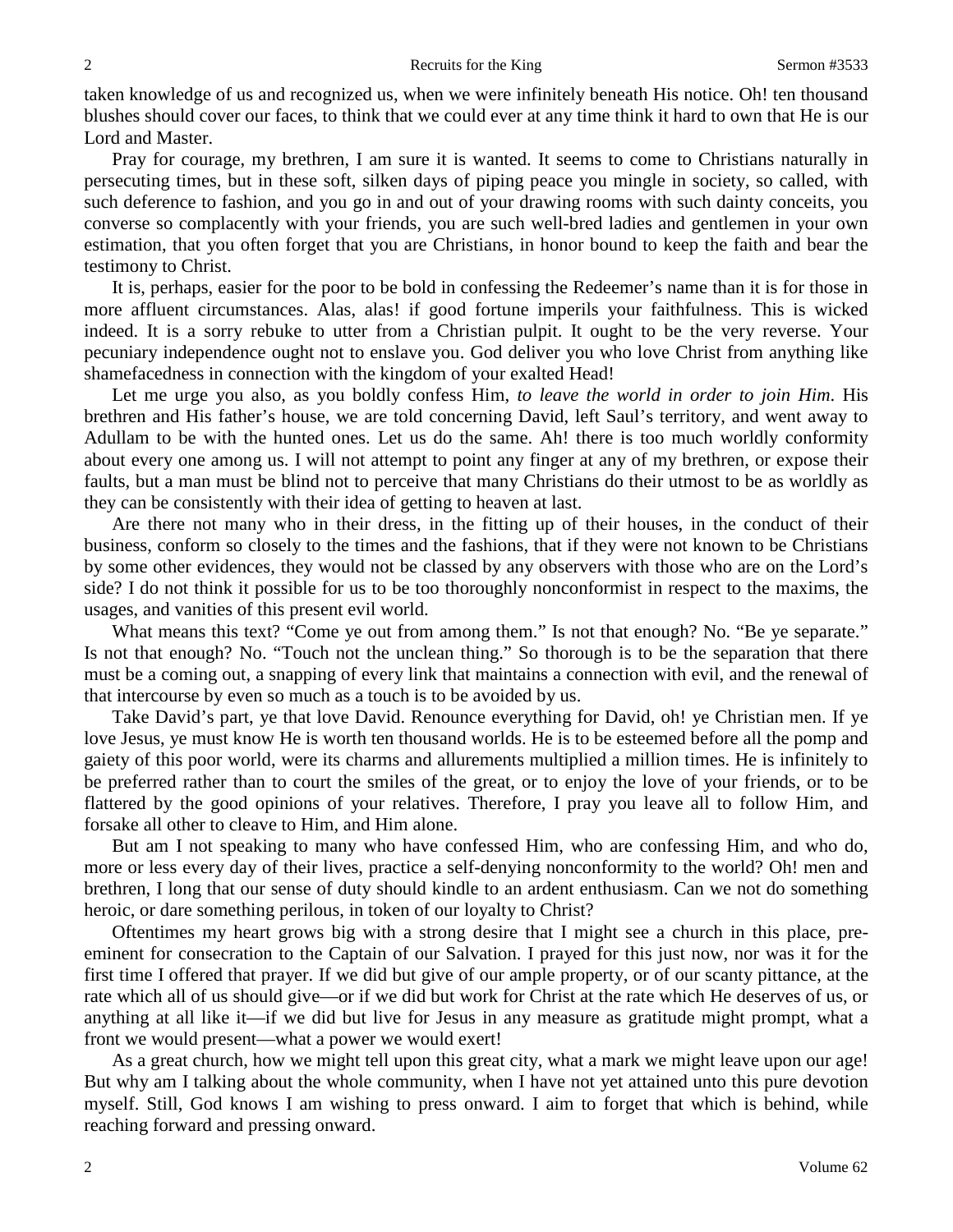taken knowledge of us and recognized us, when we were infinitely beneath His notice. Oh! ten thousand blushes should cover our faces, to think that we could ever at any time think it hard to own that He is our Lord and Master.

Pray for courage, my brethren, I am sure it is wanted. It seems to come to Christians naturally in persecuting times, but in these soft, silken days of piping peace you mingle in society, so called, with such deference to fashion, and you go in and out of your drawing rooms with such dainty conceits, you converse so complacently with your friends, you are such well-bred ladies and gentlemen in your own estimation, that you often forget that you are Christians, in honor bound to keep the faith and bear the testimony to Christ.

It is, perhaps, easier for the poor to be bold in confessing the Redeemer's name than it is for those in more affluent circumstances. Alas, alas! if good fortune imperils your faithfulness. This is wicked indeed. It is a sorry rebuke to utter from a Christian pulpit. It ought to be the very reverse. Your pecuniary independence ought not to enslave you. God deliver you who love Christ from anything like shamefacedness in connection with the kingdom of your exalted Head!

Let me urge you also, as you boldly confess Him, *to leave the world in order to join Him*. His brethren and His father's house, we are told concerning David, left Saul's territory, and went away to Adullam to be with the hunted ones. Let us do the same. Ah! there is too much worldly conformity about every one among us. I will not attempt to point any finger at any of my brethren, or expose their faults, but a man must be blind not to perceive that many Christians do their utmost to be as worldly as they can be consistently with their idea of getting to heaven at last.

Are there not many who in their dress, in the fitting up of their houses, in the conduct of their business, conform so closely to the times and the fashions, that if they were not known to be Christians by some other evidences, they would not be classed by any observers with those who are on the Lord's side? I do not think it possible for us to be too thoroughly nonconformist in respect to the maxims, the usages, and vanities of this present evil world.

What means this text? "Come ye out from among them." Is not that enough? No. "Be ye separate." Is not that enough? No. "Touch not the unclean thing." So thorough is to be the separation that there must be a coming out, a snapping of every link that maintains a connection with evil, and the renewal of that intercourse by even so much as a touch is to be avoided by us.

Take David's part, ye that love David. Renounce everything for David, oh! ye Christian men. If ye love Jesus, ye must know He is worth ten thousand worlds. He is to be esteemed before all the pomp and gaiety of this poor world, were its charms and allurements multiplied a million times. He is infinitely to be preferred rather than to court the smiles of the great, or to enjoy the love of your friends, or to be flattered by the good opinions of your relatives. Therefore, I pray you leave all to follow Him, and forsake all other to cleave to Him, and Him alone.

But am I not speaking to many who have confessed Him, who are confessing Him, and who do, more or less every day of their lives, practice a self-denying nonconformity to the world? Oh! men and brethren, I long that our sense of duty should kindle to an ardent enthusiasm. Can we not do something heroic, or dare something perilous, in token of our loyalty to Christ?

Oftentimes my heart grows big with a strong desire that I might see a church in this place, pre-eminent for consecration to the Captain of our Salvation. I prayed for this just now, nor was it for the first time I offered that prayer. If we did but give of our ample property, or of our scanty pittance, at the rate which all of us should give—or if we did but work for Christ at the rate which He deserves of us, or anything at all like it—if we did but live for Jesus in any measure as gratitude might prompt, what a front we would present—what a power we would exert!

As a great church, how we might tell upon this great city, what a mark we might leave upon our age! But why am I talking about the whole community, when I have not yet attained unto this pure devotion myself. Still, God knows I am wishing to press onward. I aim to forget that which is behind, while reaching forward and pressing onward.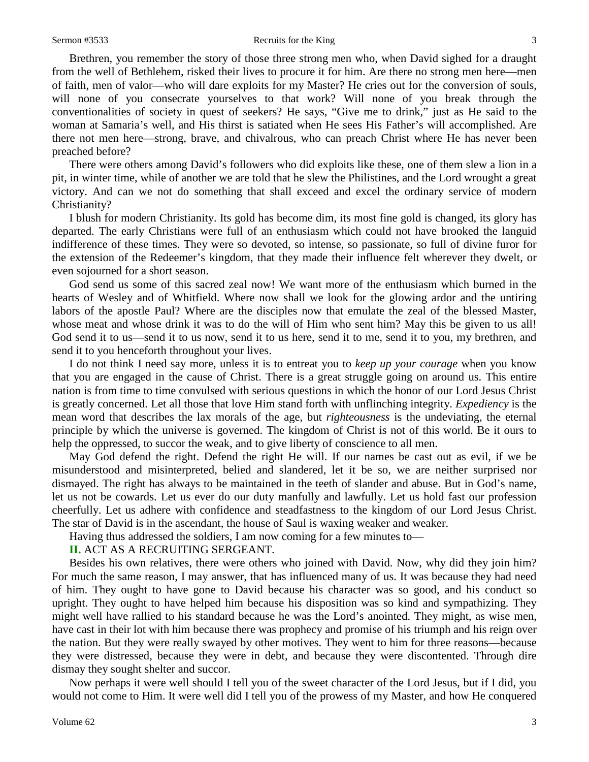Brethren, you remember the story of those three strong men who, when David sighed for a draught from the well of Bethlehem, risked their lives to procure it for him. Are there no strong men here—men of faith, men of valor—who will dare exploits for my Master? He cries out for the conversion of souls, will none of you consecrate yourselves to that work? Will none of you break through the conventionalities of society in quest of seekers? He says, "Give me to drink," just as He said to the woman at Samaria's well, and His thirst is satiated when He sees His Father's will accomplished. Are there not men here—strong, brave, and chivalrous, who can preach Christ where He has never been preached before?

There were others among David's followers who did exploits like these, one of them slew a lion in a pit, in winter time, while of another we are told that he slew the Philistines, and the Lord wrought a great victory. And can we not do something that shall exceed and excel the ordinary service of modern Christianity?

I blush for modern Christianity. Its gold has become dim, its most fine gold is changed, its glory has departed. The early Christians were full of an enthusiasm which could not have brooked the languid indifference of these times. They were so devoted, so intense, so passionate, so full of divine furor for the extension of the Redeemer's kingdom, that they made their influence felt wherever they dwelt, or even sojourned for a short season.

God send us some of this sacred zeal now! We want more of the enthusiasm which burned in the hearts of Wesley and of Whitfield. Where now shall we look for the glowing ardor and the untiring labors of the apostle Paul? Where are the disciples now that emulate the zeal of the blessed Master, whose meat and whose drink it was to do the will of Him who sent him? May this be given to us all! God send it to us—send it to us now, send it to us here, send it to me, send it to you, my brethren, and send it to you henceforth throughout your lives.

I do not think I need say more, unless it is to entreat you to *keep up your courage* when you know that you are engaged in the cause of Christ. There is a great struggle going on around us. This entire nation is from time to time convulsed with serious questions in which the honor of our Lord Jesus Christ is greatly concerned. Let all those that love Him stand forth with unflinching integrity. *Expediency* is the mean word that describes the lax morals of the age, but *righteousness* is the undeviating, the eternal principle by which the universe is governed. The kingdom of Christ is not of this world. Be it ours to help the oppressed, to succor the weak, and to give liberty of conscience to all men.

May God defend the right. Defend the right He will. If our names be cast out as evil, if we be misunderstood and misinterpreted, belied and slandered, let it be so, we are neither surprised nor dismayed. The right has always to be maintained in the teeth of slander and abuse. But in God's name, let us not be cowards. Let us ever do our duty manfully and lawfully. Let us hold fast our profession cheerfully. Let us adhere with confidence and steadfastness to the kingdom of our Lord Jesus Christ. The star of David is in the ascendant, the house of Saul is waxing weaker and weaker.

Having thus addressed the soldiers, I am now coming for a few minutes to—

**II.** ACT AS A RECRUITING SERGEANT.

Besides his own relatives, there were others who joined with David. Now, why did they join him? For much the same reason, I may answer, that has influenced many of us. It was because they had need of him. They ought to have gone to David because his character was so good, and his conduct so upright. They ought to have helped him because his disposition was so kind and sympathizing. They might well have rallied to his standard because he was the Lord's anointed. They might, as wise men, have cast in their lot with him because there was prophecy and promise of his triumph and his reign over the nation. But they were really swayed by other motives. They went to him for three reasons—because they were distressed, because they were in debt, and because they were discontented. Through dire dismay they sought shelter and succor.

Now perhaps it were well should I tell you of the sweet character of the Lord Jesus, but if I did, you would not come to Him. It were well did I tell you of the prowess of my Master, and how He conquered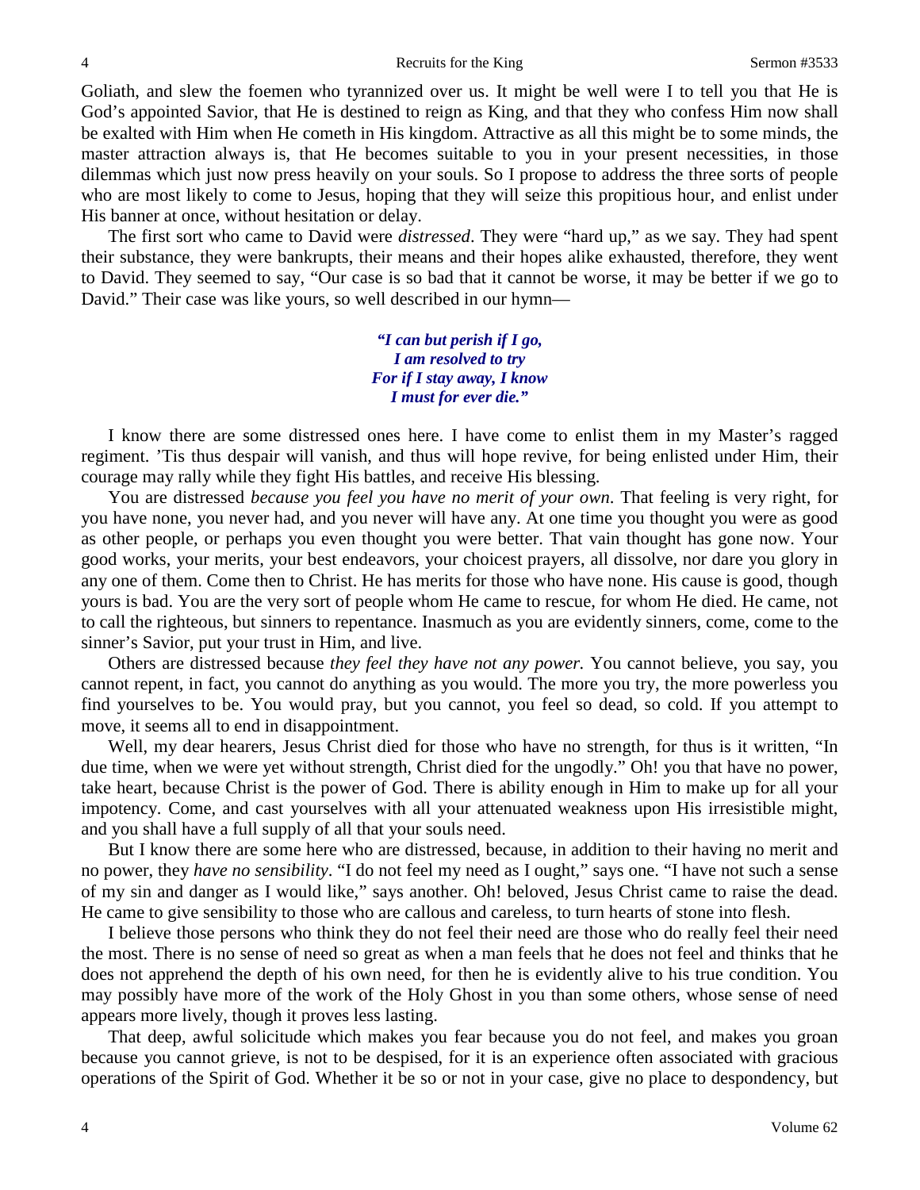Goliath, and slew the foemen who tyrannized over us. It might be well were I to tell you that He is God's appointed Savior, that He is destined to reign as King, and that they who confess Him now shall be exalted with Him when He cometh in His kingdom. Attractive as all this might be to some minds, the master attraction always is, that He becomes suitable to you in your present necessities, in those dilemmas which just now press heavily on your souls. So I propose to address the three sorts of people who are most likely to come to Jesus, hoping that they will seize this propitious hour, and enlist under His banner at once, without hesitation or delay.

The first sort who came to David were *distressed*. They were "hard up," as we say. They had spent their substance, they were bankrupts, their means and their hopes alike exhausted, therefore, they went to David. They seemed to say, "Our case is so bad that it cannot be worse, it may be better if we go to David." Their case was like yours, so well described in our hymn—

> ***"I can but perish if I go,***
> ***I am resolved to try***
> ***For if I stay away, I know***
> ***I must for ever die."***

I know there are some distressed ones here. I have come to enlist them in my Master's ragged regiment. 'Tis thus despair will vanish, and thus will hope revive, for being enlisted under Him, their courage may rally while they fight His battles, and receive His blessing.

You are distressed *because you feel you have no merit of your own*. That feeling is very right, for you have none, you never had, and you never will have any. At one time you thought you were as good as other people, or perhaps you even thought you were better. That vain thought has gone now. Your good works, your merits, your best endeavors, your choicest prayers, all dissolve, nor dare you glory in any one of them. Come then to Christ. He has merits for those who have none. His cause is good, though yours is bad. You are the very sort of people whom He came to rescue, for whom He died. He came, not to call the righteous, but sinners to repentance. Inasmuch as you are evidently sinners, come, come to the sinner's Savior, put your trust in Him, and live.

Others are distressed because *they feel they have not any power.* You cannot believe, you say, you cannot repent, in fact, you cannot do anything as you would. The more you try, the more powerless you find yourselves to be. You would pray, but you cannot, you feel so dead, so cold. If you attempt to move, it seems all to end in disappointment.

Well, my dear hearers, Jesus Christ died for those who have no strength, for thus is it written, "In due time, when we were yet without strength, Christ died for the ungodly." Oh! you that have no power, take heart, because Christ is the power of God. There is ability enough in Him to make up for all your impotency. Come, and cast yourselves with all your attenuated weakness upon His irresistible might, and you shall have a full supply of all that your souls need.

But I know there are some here who are distressed, because, in addition to their having no merit and no power, they *have no sensibility*. "I do not feel my need as I ought," says one. "I have not such a sense of my sin and danger as I would like," says another. Oh! beloved, Jesus Christ came to raise the dead. He came to give sensibility to those who are callous and careless, to turn hearts of stone into flesh.

I believe those persons who think they do not feel their need are those who do really feel their need the most. There is no sense of need so great as when a man feels that he does not feel and thinks that he does not apprehend the depth of his own need, for then he is evidently alive to his true condition. You may possibly have more of the work of the Holy Ghost in you than some others, whose sense of need appears more lively, though it proves less lasting.

That deep, awful solicitude which makes you fear because you do not feel, and makes you groan because you cannot grieve, is not to be despised, for it is an experience often associated with gracious operations of the Spirit of God. Whether it be so or not in your case, give no place to despondency, but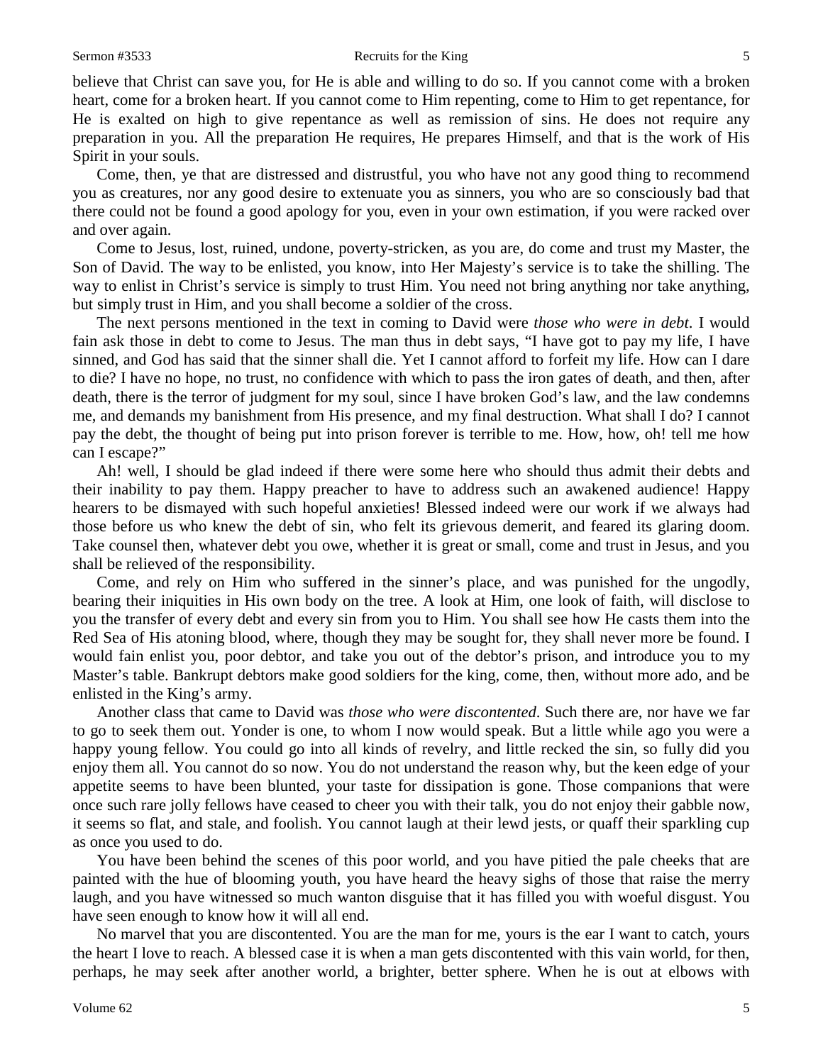believe that Christ can save you, for He is able and willing to do so. If you cannot come with a broken heart, come for a broken heart. If you cannot come to Him repenting, come to Him to get repentance, for He is exalted on high to give repentance as well as remission of sins. He does not require any preparation in you. All the preparation He requires, He prepares Himself, and that is the work of His Spirit in your souls.

Come, then, ye that are distressed and distrustful, you who have not any good thing to recommend you as creatures, nor any good desire to extenuate you as sinners, you who are so consciously bad that there could not be found a good apology for you, even in your own estimation, if you were racked over and over again.

Come to Jesus, lost, ruined, undone, poverty-stricken, as you are, do come and trust my Master, the Son of David. The way to be enlisted, you know, into Her Majesty's service is to take the shilling. The way to enlist in Christ's service is simply to trust Him. You need not bring anything nor take anything, but simply trust in Him, and you shall become a soldier of the cross.

The next persons mentioned in the text in coming to David were *those who were in debt*. I would fain ask those in debt to come to Jesus. The man thus in debt says, "I have got to pay my life, I have sinned, and God has said that the sinner shall die. Yet I cannot afford to forfeit my life. How can I dare to die? I have no hope, no trust, no confidence with which to pass the iron gates of death, and then, after death, there is the terror of judgment for my soul, since I have broken God's law, and the law condemns me, and demands my banishment from His presence, and my final destruction. What shall I do? I cannot pay the debt, the thought of being put into prison forever is terrible to me. How, how, oh! tell me how can I escape?"

Ah! well, I should be glad indeed if there were some here who should thus admit their debts and their inability to pay them. Happy preacher to have to address such an awakened audience! Happy hearers to be dismayed with such hopeful anxieties! Blessed indeed were our work if we always had those before us who knew the debt of sin, who felt its grievous demerit, and feared its glaring doom. Take counsel then, whatever debt you owe, whether it is great or small, come and trust in Jesus, and you shall be relieved of the responsibility.

Come, and rely on Him who suffered in the sinner's place, and was punished for the ungodly, bearing their iniquities in His own body on the tree. A look at Him, one look of faith, will disclose to you the transfer of every debt and every sin from you to Him. You shall see how He casts them into the Red Sea of His atoning blood, where, though they may be sought for, they shall never more be found. I would fain enlist you, poor debtor, and take you out of the debtor's prison, and introduce you to my Master's table. Bankrupt debtors make good soldiers for the king, come, then, without more ado, and be enlisted in the King's army.

Another class that came to David was *those who were discontented*. Such there are, nor have we far to go to seek them out. Yonder is one, to whom I now would speak. But a little while ago you were a happy young fellow. You could go into all kinds of revelry, and little recked the sin, so fully did you enjoy them all. You cannot do so now. You do not understand the reason why, but the keen edge of your appetite seems to have been blunted, your taste for dissipation is gone. Those companions that were once such rare jolly fellows have ceased to cheer you with their talk, you do not enjoy their gabble now, it seems so flat, and stale, and foolish. You cannot laugh at their lewd jests, or quaff their sparkling cup as once you used to do.

You have been behind the scenes of this poor world, and you have pitied the pale cheeks that are painted with the hue of blooming youth, you have heard the heavy sighs of those that raise the merry laugh, and you have witnessed so much wanton disguise that it has filled you with woeful disgust. You have seen enough to know how it will all end.

No marvel that you are discontented. You are the man for me, yours is the ear I want to catch, yours the heart I love to reach. A blessed case it is when a man gets discontented with this vain world, for then, perhaps, he may seek after another world, a brighter, better sphere. When he is out at elbows with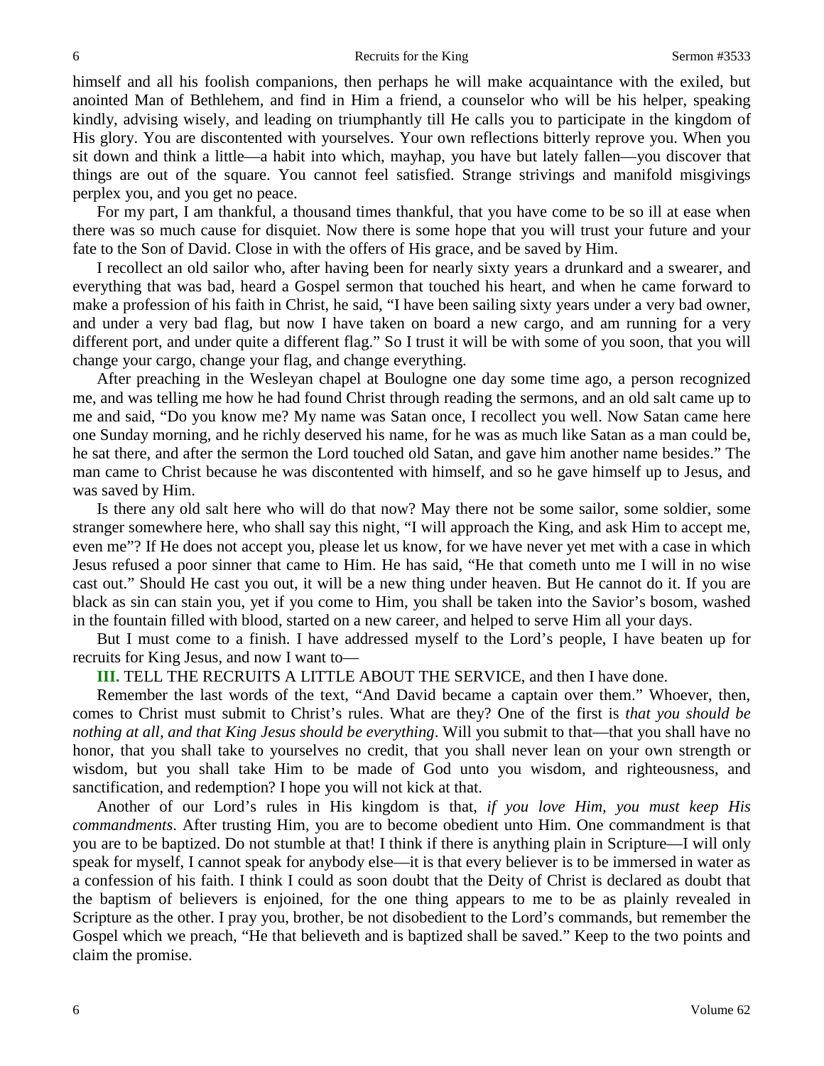himself and all his foolish companions, then perhaps he will make acquaintance with the exiled, but anointed Man of Bethlehem, and find in Him a friend, a counselor who will be his helper, speaking kindly, advising wisely, and leading on triumphantly till He calls you to participate in the kingdom of His glory. You are discontented with yourselves. Your own reflections bitterly reprove you. When you sit down and think a little—a habit into which, mayhap, you have but lately fallen—you discover that things are out of the square. You cannot feel satisfied. Strange strivings and manifold misgivings perplex you, and you get no peace.

For my part, I am thankful, a thousand times thankful, that you have come to be so ill at ease when there was so much cause for disquiet. Now there is some hope that you will trust your future and your fate to the Son of David. Close in with the offers of His grace, and be saved by Him.

I recollect an old sailor who, after having been for nearly sixty years a drunkard and a swearer, and everything that was bad, heard a Gospel sermon that touched his heart, and when he came forward to make a profession of his faith in Christ, he said, "I have been sailing sixty years under a very bad owner, and under a very bad flag, but now I have taken on board a new cargo, and am running for a very different port, and under quite a different flag." So I trust it will be with some of you soon, that you will change your cargo, change your flag, and change everything.

After preaching in the Wesleyan chapel at Boulogne one day some time ago, a person recognized me, and was telling me how he had found Christ through reading the sermons, and an old salt came up to me and said, "Do you know me? My name was Satan once, I recollect you well. Now Satan came here one Sunday morning, and he richly deserved his name, for he was as much like Satan as a man could be, he sat there, and after the sermon the Lord touched old Satan, and gave him another name besides." The man came to Christ because he was discontented with himself, and so he gave himself up to Jesus, and was saved by Him.

Is there any old salt here who will do that now? May there not be some sailor, some soldier, some stranger somewhere here, who shall say this night, "I will approach the King, and ask Him to accept me, even me"? If He does not accept you, please let us know, for we have never yet met with a case in which Jesus refused a poor sinner that came to Him. He has said, "He that cometh unto me I will in no wise cast out." Should He cast you out, it will be a new thing under heaven. But He cannot do it. If you are black as sin can stain you, yet if you come to Him, you shall be taken into the Savior's bosom, washed in the fountain filled with blood, started on a new career, and helped to serve Him all your days.

But I must come to a finish. I have addressed myself to the Lord's people, I have beaten up for recruits for King Jesus, and now I want to—

**III.** TELL THE RECRUITS A LITTLE ABOUT THE SERVICE, and then I have done.

Remember the last words of the text, "And David became a captain over them." Whoever, then, comes to Christ must submit to Christ's rules. What are they? One of the first is *that you should be nothing at all, and that King Jesus should be everything*. Will you submit to that—that you shall have no honor, that you shall take to yourselves no credit, that you shall never lean on your own strength or wisdom, but you shall take Him to be made of God unto you wisdom, and righteousness, and sanctification, and redemption? I hope you will not kick at that.

Another of our Lord's rules in His kingdom is that, *if you love Him, you must keep His commandments*. After trusting Him, you are to become obedient unto Him. One commandment is that you are to be baptized. Do not stumble at that! I think if there is anything plain in Scripture—I will only speak for myself, I cannot speak for anybody else—it is that every believer is to be immersed in water as a confession of his faith. I think I could as soon doubt that the Deity of Christ is declared as doubt that the baptism of believers is enjoined, for the one thing appears to me to be as plainly revealed in Scripture as the other. I pray you, brother, be not disobedient to the Lord's commands, but remember the Gospel which we preach, "He that believeth and is baptized shall be saved." Keep to the two points and claim the promise.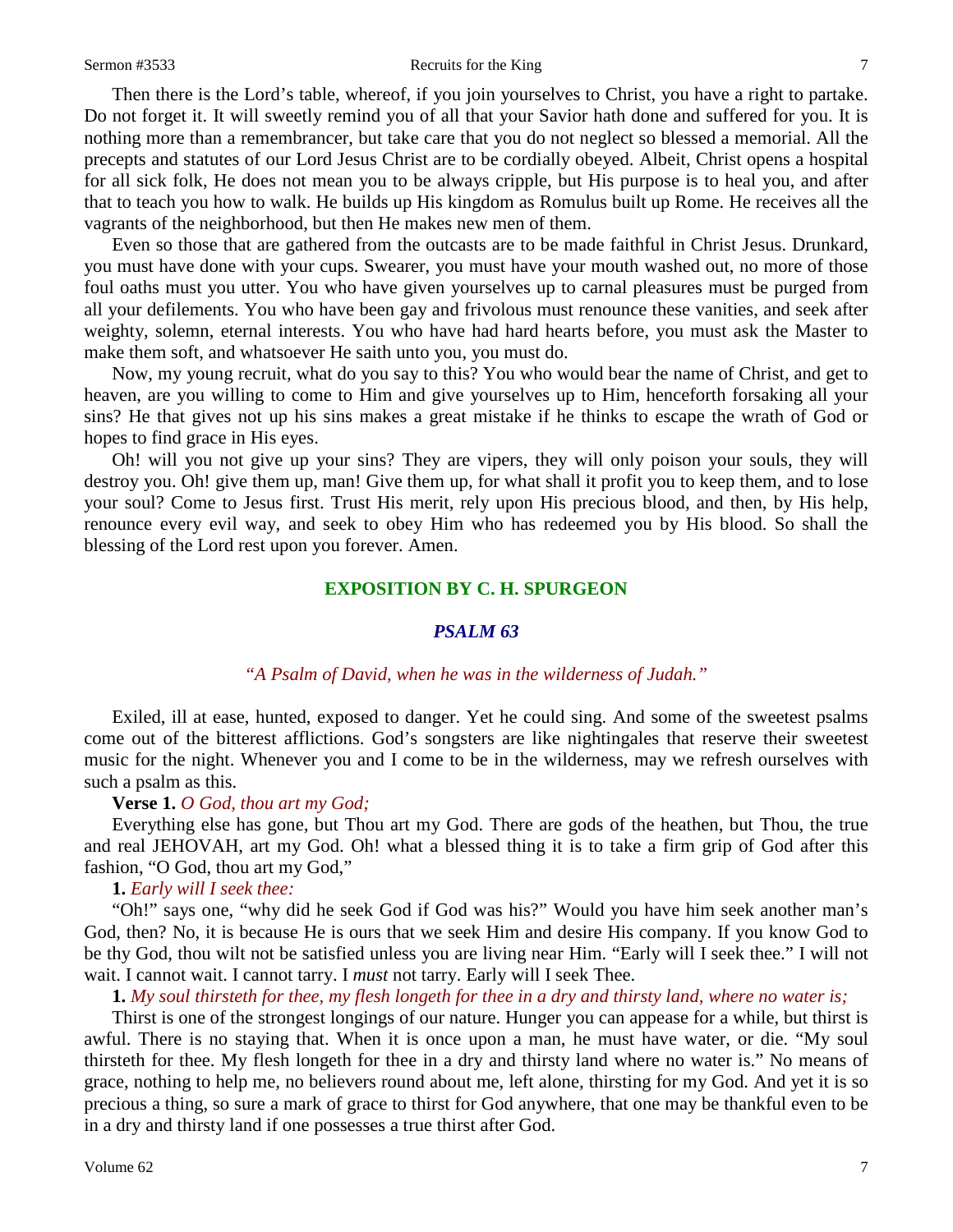Then there is the Lord's table, whereof, if you join yourselves to Christ, you have a right to partake. Do not forget it. It will sweetly remind you of all that your Savior hath done and suffered for you. It is nothing more than a remembrancer, but take care that you do not neglect so blessed a memorial. All the precepts and statutes of our Lord Jesus Christ are to be cordially obeyed. Albeit, Christ opens a hospital for all sick folk, He does not mean you to be always cripple, but His purpose is to heal you, and after that to teach you how to walk. He builds up His kingdom as Romulus built up Rome. He receives all the vagrants of the neighborhood, but then He makes new men of them.

Even so those that are gathered from the outcasts are to be made faithful in Christ Jesus. Drunkard, you must have done with your cups. Swearer, you must have your mouth washed out, no more of those foul oaths must you utter. You who have given yourselves up to carnal pleasures must be purged from all your defilements. You who have been gay and frivolous must renounce these vanities, and seek after weighty, solemn, eternal interests. You who have had hard hearts before, you must ask the Master to make them soft, and whatsoever He saith unto you, you must do.

Now, my young recruit, what do you say to this? You who would bear the name of Christ, and get to heaven, are you willing to come to Him and give yourselves up to Him, henceforth forsaking all your sins? He that gives not up his sins makes a great mistake if he thinks to escape the wrath of God or hopes to find grace in His eyes.

Oh! will you not give up your sins? They are vipers, they will only poison your souls, they will destroy you. Oh! give them up, man! Give them up, for what shall it profit you to keep them, and to lose your soul? Come to Jesus first. Trust His merit, rely upon His precious blood, and then, by His help, renounce every evil way, and seek to obey Him who has redeemed you by His blood. So shall the blessing of the Lord rest upon you forever. Amen.

## EXPOSITION BY C. H. SPURGEON

### *PSALM 63*

*"A Psalm of David, when he was in the wilderness of Judah."*

Exiled, ill at ease, hunted, exposed to danger. Yet he could sing. And some of the sweetest psalms come out of the bitterest afflictions. God's songsters are like nightingales that reserve their sweetest music for the night. Whenever you and I come to be in the wilderness, may we refresh ourselves with such a psalm as this.

**Verse 1.** *O God, thou art my God;*

Everything else has gone, but Thou art my God. There are gods of the heathen, but Thou, the true and real JEHOVAH, art my God. Oh! what a blessed thing it is to take a firm grip of God after this fashion, "O God, thou art my God,"

**1.** *Early will I seek thee:*

"Oh!" says one, "why did he seek God if God was his?" Would you have him seek another man's God, then? No, it is because He is ours that we seek Him and desire His company. If you know God to be thy God, thou wilt not be satisfied unless you are living near Him. "Early will I seek thee." I will not wait. I cannot wait. I cannot tarry. I *must* not tarry. Early will I seek Thee.

**1.** *My soul thirsteth for thee, my flesh longeth for thee in a dry and thirsty land, where no water is;*

Thirst is one of the strongest longings of our nature. Hunger you can appease for a while, but thirst is awful. There is no staying that. When it is once upon a man, he must have water, or die. "My soul thirsteth for thee. My flesh longeth for thee in a dry and thirsty land where no water is." No means of grace, nothing to help me, no believers round about me, left alone, thirsting for my God. And yet it is so precious a thing, so sure a mark of grace to thirst for God anywhere, that one may be thankful even to be in a dry and thirsty land if one possesses a true thirst after God.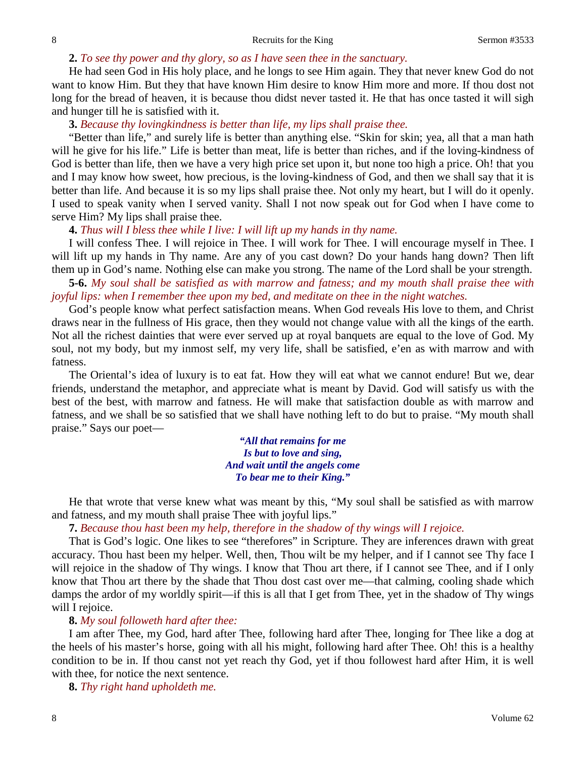**2.** *To see thy power and thy glory, so as I have seen thee in the sanctuary.*

He had seen God in His holy place, and he longs to see Him again. They that never knew God do not want to know Him. But they that have known Him desire to know Him more and more. If thou dost not long for the bread of heaven, it is because thou didst never tasted it. He that has once tasted it will sigh and hunger till he is satisfied with it.

**3.** *Because thy lovingkindness is better than life, my lips shall praise thee.*

"Better than life," and surely life is better than anything else. "Skin for skin; yea, all that a man hath will he give for his life." Life is better than meat, life is better than riches, and if the loving-kindness of God is better than life, then we have a very high price set upon it, but none too high a price. Oh! that you and I may know how sweet, how precious, is the loving-kindness of God, and then we shall say that it is better than life. And because it is so my lips shall praise thee. Not only my heart, but I will do it openly. I used to speak vanity when I served vanity. Shall I not now speak out for God when I have come to serve Him? My lips shall praise thee.

**4.** *Thus will I bless thee while I live: I will lift up my hands in thy name.*

I will confess Thee. I will rejoice in Thee. I will work for Thee. I will encourage myself in Thee. I will lift up my hands in Thy name. Are any of you cast down? Do your hands hang down? Then lift them up in God's name. Nothing else can make you strong. The name of the Lord shall be your strength.

**5-6.** *My soul shall be satisfied as with marrow and fatness; and my mouth shall praise thee with joyful lips: when I remember thee upon my bed, and meditate on thee in the night watches.*

God's people know what perfect satisfaction means. When God reveals His love to them, and Christ draws near in the fullness of His grace, then they would not change value with all the kings of the earth. Not all the richest dainties that were ever served up at royal banquets are equal to the love of God. My soul, not my body, but my inmost self, my very life, shall be satisfied, e'en as with marrow and with fatness.

The Oriental's idea of luxury is to eat fat. How they will eat what we cannot endure! But we, dear friends, understand the metaphor, and appreciate what is meant by David. God will satisfy us with the best of the best, with marrow and fatness. He will make that satisfaction double as with marrow and fatness, and we shall be so satisfied that we shall have nothing left to do but to praise. "My mouth shall praise." Says our poet—

> ***"All that remains for me***
> ***Is but to love and sing,***
> ***And wait until the angels come***
> ***To bear me to their King."***

He that wrote that verse knew what was meant by this, "My soul shall be satisfied as with marrow and fatness, and my mouth shall praise Thee with joyful lips."

**7.** *Because thou hast been my help, therefore in the shadow of thy wings will I rejoice.*

That is God's logic. One likes to see "therefores" in Scripture. They are inferences drawn with great accuracy. Thou hast been my helper. Well, then, Thou wilt be my helper, and if I cannot see Thy face I will rejoice in the shadow of Thy wings. I know that Thou art there, if I cannot see Thee, and if I only know that Thou art there by the shade that Thou dost cast over me—that calming, cooling shade which damps the ardor of my worldly spirit—if this is all that I get from Thee, yet in the shadow of Thy wings will I rejoice.

**8.** *My soul followeth hard after thee:*

I am after Thee, my God, hard after Thee, following hard after Thee, longing for Thee like a dog at the heels of his master's horse, going with all his might, following hard after Thee. Oh! this is a healthy condition to be in. If thou canst not yet reach thy God, yet if thou followest hard after Him, it is well with thee, for notice the next sentence.

**8.** *Thy right hand upholdeth me.*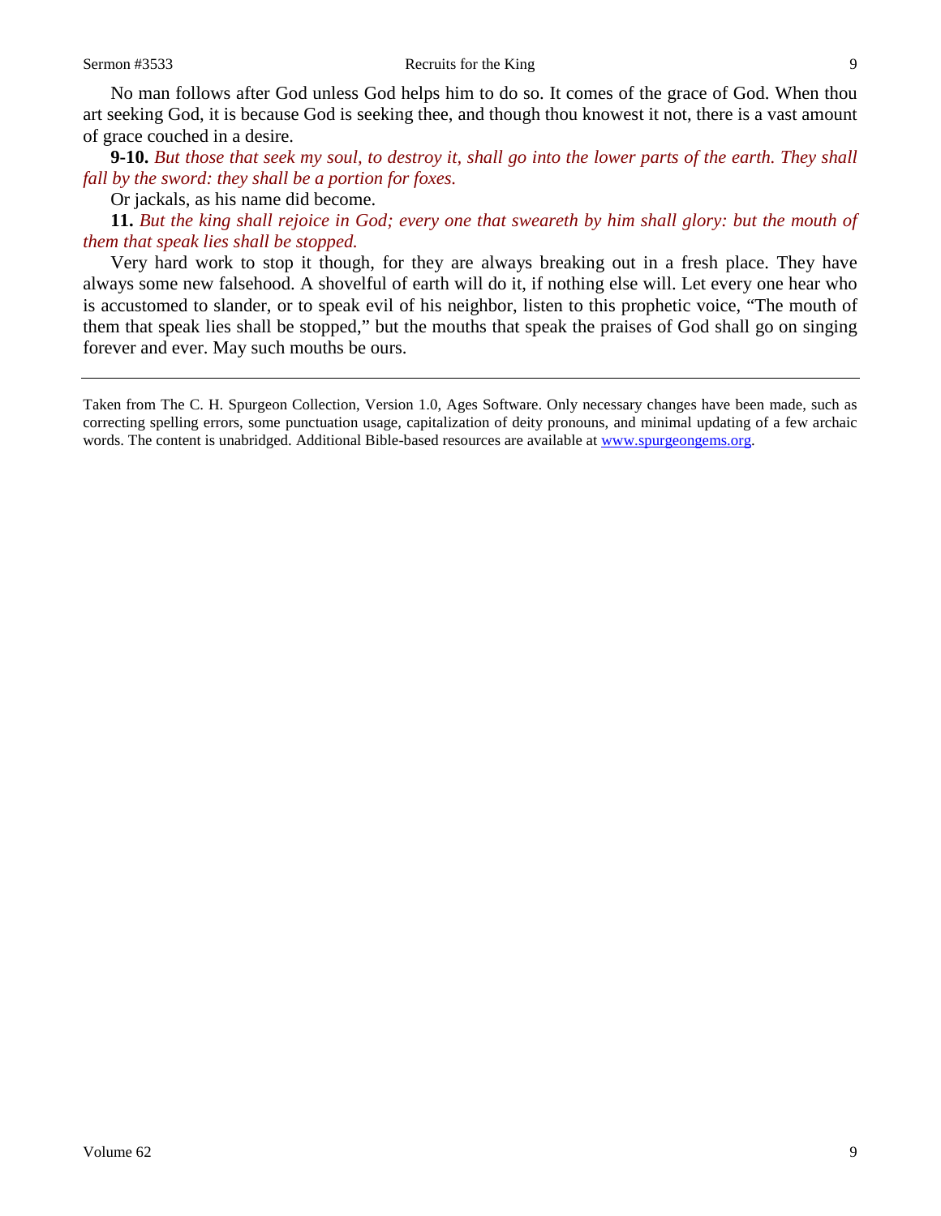No man follows after God unless God helps him to do so. It comes of the grace of God. When thou art seeking God, it is because God is seeking thee, and though thou knowest it not, there is a vast amount of grace couched in a desire.

**9-10.** *But those that seek my soul, to destroy it, shall go into the lower parts of the earth. They shall fall by the sword: they shall be a portion for foxes.*

Or jackals, as his name did become.

**11.** *But the king shall rejoice in God; every one that sweareth by him shall glory: but the mouth of them that speak lies shall be stopped.*

Very hard work to stop it though, for they are always breaking out in a fresh place. They have always some new falsehood. A shovelful of earth will do it, if nothing else will. Let every one hear who is accustomed to slander, or to speak evil of his neighbor, listen to this prophetic voice, "The mouth of them that speak lies shall be stopped," but the mouths that speak the praises of God shall go on singing forever and ever. May such mouths be ours.

---

Taken from The C. H. Spurgeon Collection, Version 1.0, Ages Software. Only necessary changes have been made, such as correcting spelling errors, some punctuation usage, capitalization of deity pronouns, and minimal updating of a few archaic words. The content is unabridged. Additional Bible-based resources are available at www.spurgeongems.org.